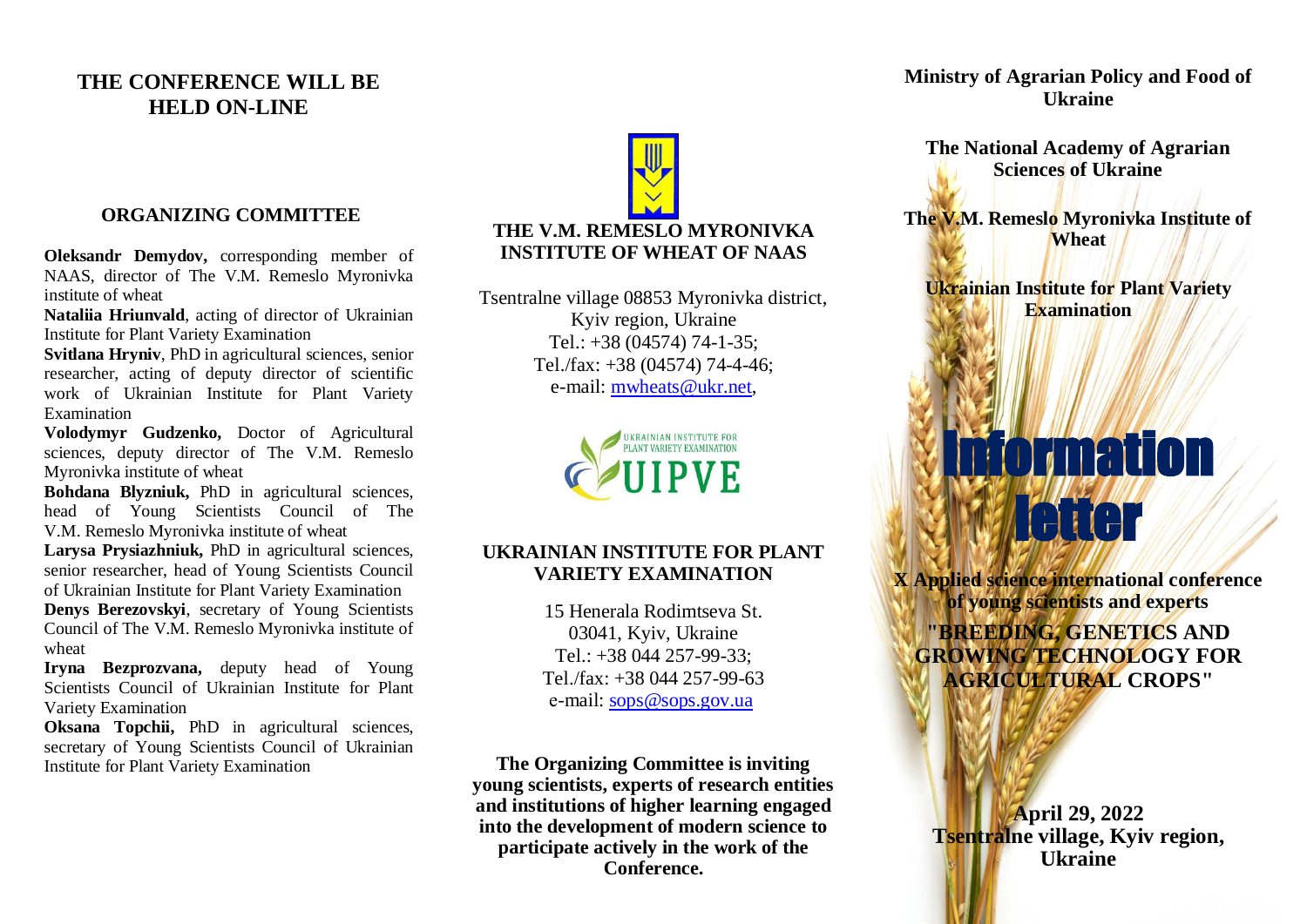# THE CONFERENCE WILL BE HELD ON-LINE

## ORGANIZING COMMITTEE

**Oleksandr Demydov,** corresponding member of NAAS, director of The V.M. Remeslo Myronivka institute of wheat

**Nataliia Hriunvald**, acting of director of Ukrainian Institute for Plant Variety Examination

**Svitlana Hryniv**, PhD in agricultural sciences, senior researcher, acting of deputy director of scientific work of Ukrainian Institute for Plant Variety Examination

**Volodymyr Gudzenko,** Doctor of Agricultural sciences, deputy director of The V.M. Remeslo Myronivka institute of wheat

**Bohdana Blyzniuk,** PhD in agricultural sciences, head of Young Scientists Council of The V.M. Remeslo Myronivka institute of wheat

**Larysa Prysiazhniuk,** PhD in agricultural sciences, senior researcher, head of Young Scientists Council of Ukrainian Institute for Plant Variety Examination

**Denys Berezovskyi**, secretary of Young Scientists Council of The V.M. Remeslo Myronivka institute of wheat

**Iryna Bezprozvana,** deputy head of Young Scientists Council of Ukrainian Institute for Plant Variety Examination

**Oksana Topchii,** PhD in agricultural sciences, secretary of Young Scientists Council of Ukrainian Institute for Plant Variety Examination

## THE V.M. REMESLO MYRONIVKA INSTITUTE OF WHEAT OF NAAS

Tsentralne village 08853 Myronivka district,
Kyiv region, Ukraine
Tel.: +38 (04574) 74-1-35;
Tel./fax: +38 (04574) 74-4-46;
e-mail: mwheats@ukr.net,

UKRAINIAN INSTITUTE FOR PLANT VARIETY EXAMINATION
UIPVE

## UKRAINIAN INSTITUTE FOR PLANT VARIETY EXAMINATION

15 Henerala Rodimtseva St.
03041, Kyiv, Ukraine
Tel.: +38 044 257-99-33;
Tel./fax: +38 044 257-99-63
e-mail: sops@sops.gov.ua

**The Organizing Committee is inviting young scientists, experts of research entities and institutions of higher learning engaged into the development of modern science to participate actively in the work of the Conference.**

**Ministry of Agrarian Policy and Food of Ukraine**

**The National Academy of Agrarian Sciences of Ukraine**

**The V.M. Remeslo Myronivka Institute of Wheat**

**Ukrainian Institute for Plant Variety Examination**

# Information letter

**X Applied science international conference of young scientists and experts**

**"BREEDING, GENETICS AND GROWING TECHNOLOGY FOR AGRICULTURAL CROPS"**

**April 29, 2022**
**Tsentralne village, Kyiv region, Ukraine**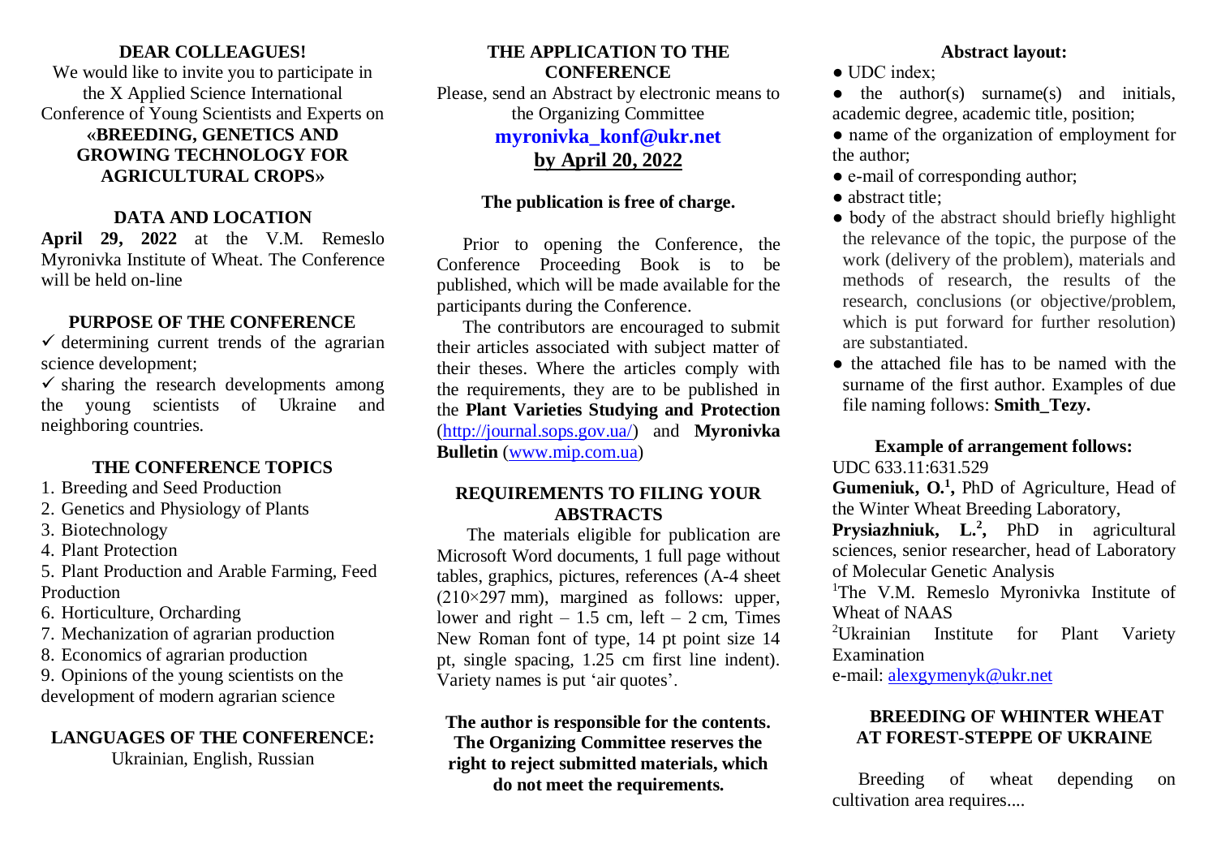## DEAR COLLEAGUES!

We would like to invite you to participate in the X Applied Science International Conference of Young Scientists and Experts on

**«BREEDING, GENETICS AND GROWING TECHNOLOGY FOR AGRICULTURAL CROPS»**

## DATA AND LOCATION

**April 29, 2022** at the V.M. Remeslo Myronivka Institute of Wheat. The Conference will be held on-line

## PURPOSE OF THE CONFERENCE

✓ determining current trends of the agrarian science development;

✓ sharing the research developments among the young scientists of Ukraine and neighboring countries.

## THE CONFERENCE TOPICS

1. Breeding and Seed Production
2. Genetics and Physiology of Plants
3. Biotechnology
4. Plant Protection
5. Plant Production and Arable Farming, Feed Production
6. Horticulture, Orcharding
7. Mechanization of agrarian production
8. Economics of agrarian production
9. Opinions of the young scientists on the development of modern agrarian science

## LANGUAGES OF THE CONFERENCE:

Ukrainian, English, Russian

## THE APPLICATION TO THE CONFERENCE

Please, send an Abstract by electronic means to the Organizing Committee

**myronivka_konf@ukr.net**

**by April 20, 2022**

**The publication is free of charge.**

Prior to opening the Conference, the Conference Proceeding Book is to be published, which will be made available for the participants during the Conference.

The contributors are encouraged to submit their articles associated with subject matter of their theses. Where the articles comply with the requirements, they are to be published in the **Plant Varieties Studying and Protection** (http://journal.sops.gov.ua/) and **Myronivka Bulletin** (www.mip.com.ua)

## REQUIREMENTS TO FILING YOUR ABSTRACTS

The materials eligible for publication are Microsoft Word documents, 1 full page without tables, graphics, pictures, references (A-4 sheet (210×297 mm), margined as follows: upper, lower and right – 1.5 cm, left – 2 cm, Times New Roman font of type, 14 pt point size 14 pt, single spacing, 1.25 cm first line indent). Variety names is put 'air quotes'.

**The author is responsible for the contents. The Organizing Committee reserves the right to reject submitted materials, which do not meet the requirements.**

## Abstract layout:

- UDC index;
- the author(s) surname(s) and initials, academic degree, academic title, position;
- name of the organization of employment for the author;
- e-mail of corresponding author;
- abstract title;
- body of the abstract should briefly highlight the relevance of the topic, the purpose of the work (delivery of the problem), materials and methods of research, the results of the research, conclusions (or objective/problem, which is put forward for further resolution) are substantiated.
- the attached file has to be named with the surname of the first author. Examples of due file naming follows: **Smith_Tezy.**

## Example of arrangement follows:

UDC 633.11:631.529

**Gumeniuk, O.[1],** PhD of Agriculture, Head of the Winter Wheat Breeding Laboratory,

**Prysiazhniuk, L.[2],** PhD in agricultural sciences, senior researcher, head of Laboratory of Molecular Genetic Analysis

[1]The V.M. Remeslo Myronivka Institute of Wheat of NAAS

[2]Ukrainian Institute for Plant Variety Examination

e-mail: alexgymenyk@ukr.net

**BREEDING OF WHINTER WHEAT AT FOREST-STEPPE OF UKRAINE**

Breeding of wheat depending on cultivation area requires....